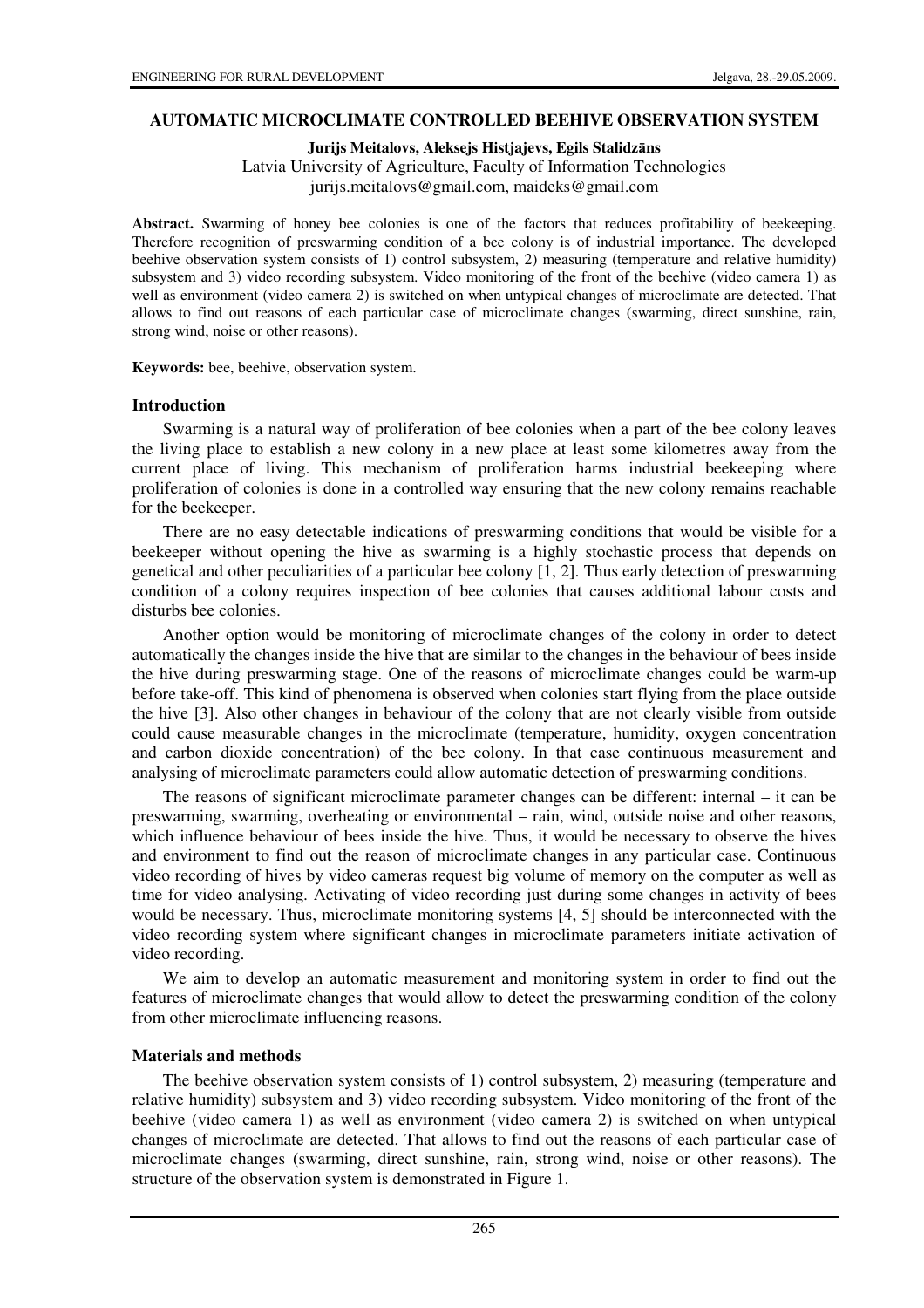# AUTOMATIC MICROCLIMATE CONTROLLED BEEHIVE OBSERVATION SYSTEM

**Jurijs Meitalovs, Aleksejs Histjajevs, Egils Stalidzāns**

Latvia University of Agriculture, Faculty of Information Technologies

jurijs.meitalovs@gmail.com, maideks@gmail.com

**Abstract.** Swarming of honey bee colonies is one of the factors that reduces profitability of beekeeping. Therefore recognition of preswarming condition of a bee colony is of industrial importance. The developed beehive observation system consists of 1) control subsystem, 2) measuring (temperature and relative humidity) subsystem and 3) video recording subsystem. Video monitoring of the front of the beehive (video camera 1) as well as environment (video camera 2) is switched on when untypical changes of microclimate are detected. That allows to find out reasons of each particular case of microclimate changes (swarming, direct sunshine, rain, strong wind, noise or other reasons).

**Keywords:** bee, beehive, observation system.

## Introduction

Swarming is a natural way of proliferation of bee colonies when a part of the bee colony leaves the living place to establish a new colony in a new place at least some kilometres away from the current place of living. This mechanism of proliferation harms industrial beekeeping where proliferation of colonies is done in a controlled way ensuring that the new colony remains reachable for the beekeeper.

There are no easy detectable indications of preswarming conditions that would be visible for a beekeeper without opening the hive as swarming is a highly stochastic process that depends on genetical and other peculiarities of a particular bee colony [1, 2]. Thus early detection of preswarming condition of a colony requires inspection of bee colonies that causes additional labour costs and disturbs bee colonies.

Another option would be monitoring of microclimate changes of the colony in order to detect automatically the changes inside the hive that are similar to the changes in the behaviour of bees inside the hive during preswarming stage. One of the reasons of microclimate changes could be warm-up before take-off. This kind of phenomena is observed when colonies start flying from the place outside the hive [3]. Also other changes in behaviour of the colony that are not clearly visible from outside could cause measurable changes in the microclimate (temperature, humidity, oxygen concentration and carbon dioxide concentration) of the bee colony. In that case continuous measurement and analysing of microclimate parameters could allow automatic detection of preswarming conditions.

The reasons of significant microclimate parameter changes can be different: internal – it can be preswarming, swarming, overheating or environmental – rain, wind, outside noise and other reasons, which influence behaviour of bees inside the hive. Thus, it would be necessary to observe the hives and environment to find out the reason of microclimate changes in any particular case. Continuous video recording of hives by video cameras request big volume of memory on the computer as well as time for video analysing. Activating of video recording just during some changes in activity of bees would be necessary. Thus, microclimate monitoring systems [4, 5] should be interconnected with the video recording system where significant changes in microclimate parameters initiate activation of video recording.

We aim to develop an automatic measurement and monitoring system in order to find out the features of microclimate changes that would allow to detect the preswarming condition of the colony from other microclimate influencing reasons.

## Materials and methods

The beehive observation system consists of 1) control subsystem, 2) measuring (temperature and relative humidity) subsystem and 3) video recording subsystem. Video monitoring of the front of the beehive (video camera 1) as well as environment (video camera 2) is switched on when untypical changes of microclimate are detected. That allows to find out the reasons of each particular case of microclimate changes (swarming, direct sunshine, rain, strong wind, noise or other reasons). The structure of the observation system is demonstrated in Figure 1.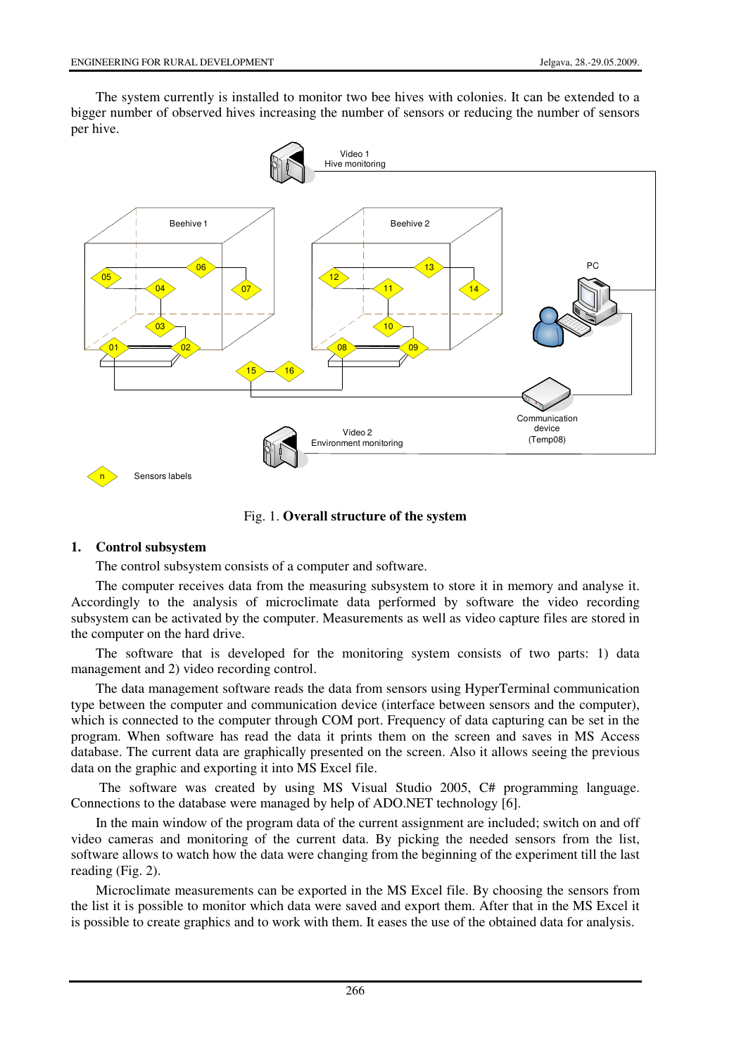The system currently is installed to monitor two bee hives with colonies. It can be extended to a bigger number of observed hives increasing the number of sensors or reducing the number of sensors per hive.

Fig. 1. **Overall structure of the system**

## 1. Control subsystem

The control subsystem consists of a computer and software.

The computer receives data from the measuring subsystem to store it in memory and analyse it. Accordingly to the analysis of microclimate data performed by software the video recording subsystem can be activated by the computer. Measurements as well as video capture files are stored in the computer on the hard drive.

The software that is developed for the monitoring system consists of two parts: 1) data management and 2) video recording control.

The data management software reads the data from sensors using HyperTerminal communication type between the computer and communication device (interface between sensors and the computer), which is connected to the computer through COM port. Frequency of data capturing can be set in the program. When software has read the data it prints them on the screen and saves in MS Access database. The current data are graphically presented on the screen. Also it allows seeing the previous data on the graphic and exporting it into MS Excel file.

The software was created by using MS Visual Studio 2005, C# programming language. Connections to the database were managed by help of ADO.NET technology [6].

In the main window of the program data of the current assignment are included; switch on and off video cameras and monitoring of the current data. By picking the needed sensors from the list, software allows to watch how the data were changing from the beginning of the experiment till the last reading (Fig. 2).

Microclimate measurements can be exported in the MS Excel file. By choosing the sensors from the list it is possible to monitor which data were saved and export them. After that in the MS Excel it is possible to create graphics and to work with them. It eases the use of the obtained data for analysis.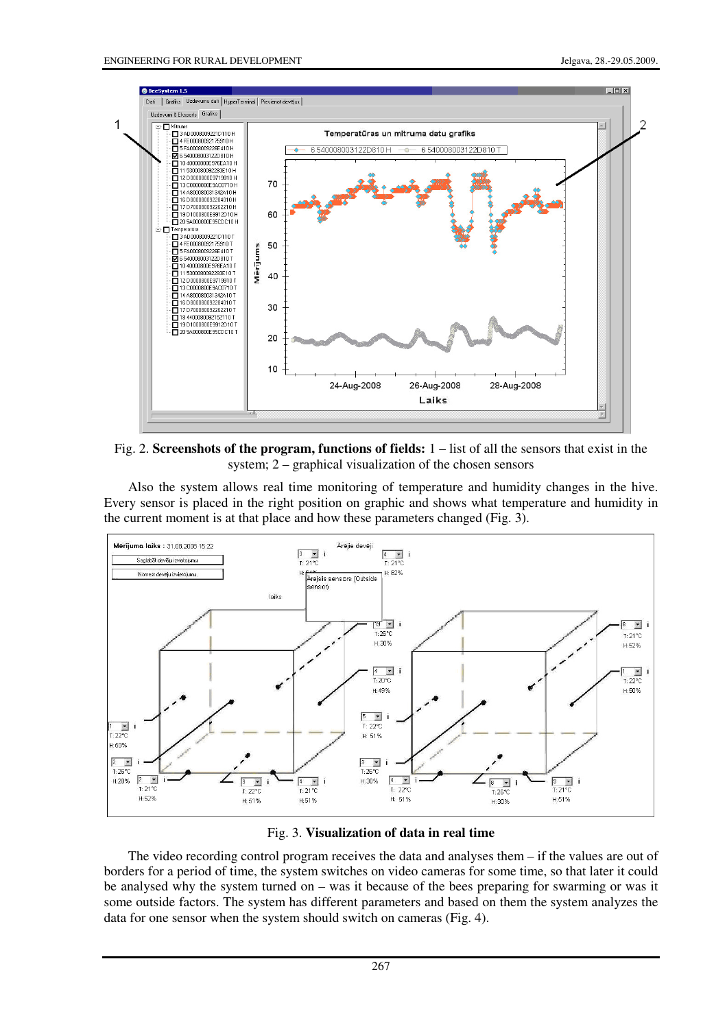Fig. 2. **Screenshots of the program, functions of fields:** 1 – list of all the sensors that exist in the system; 2 – graphical visualization of the chosen sensors

Also the system allows real time monitoring of temperature and humidity changes in the hive. Every sensor is placed in the right position on graphic and shows what temperature and humidity in the current moment is at that place and how these parameters changed (Fig. 3).

Fig. 3. **Visualization of data in real time**

The video recording control program receives the data and analyses them – if the values are out of borders for a period of time, the system switches on video cameras for some time, so that later it could be analysed why the system turned on – was it because of the bees preparing for swarming or was it some outside factors. The system has different parameters and based on them the system analyzes the data for one sensor when the system should switch on cameras (Fig. 4).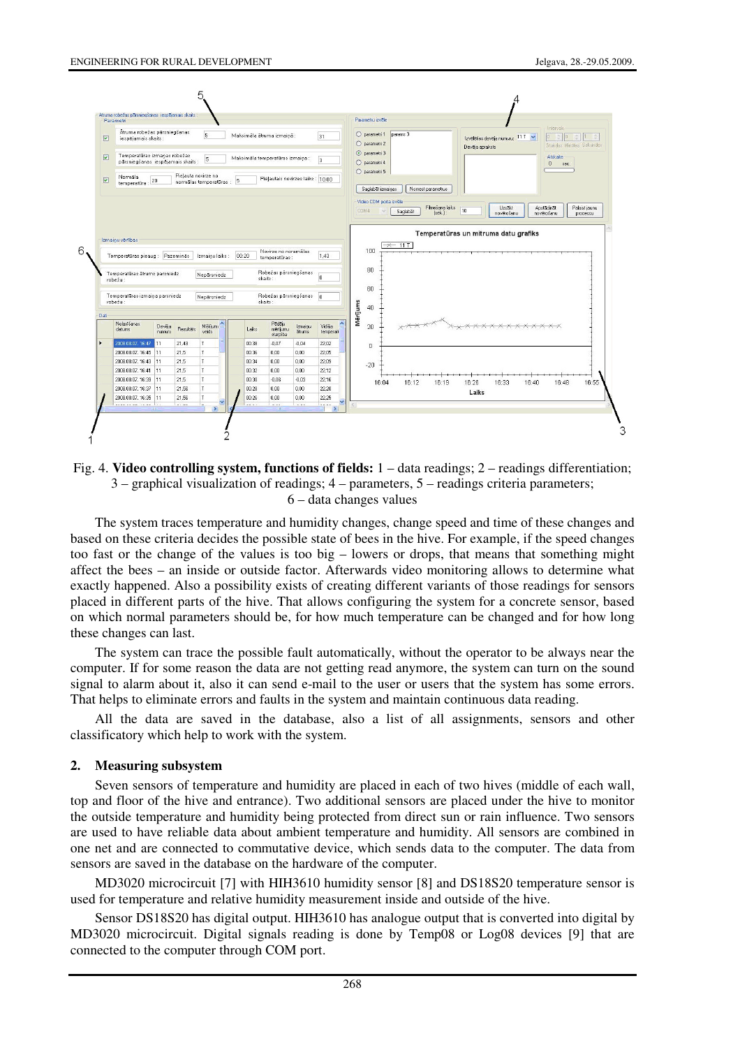Fig. 4. **Video controlling system, functions of fields:** 1 – data readings; 2 – readings differentiation; 3 – graphical visualization of readings; 4 – parameters, 5 – readings criteria parameters; 6 – data changes values

The system traces temperature and humidity changes, change speed and time of these changes and based on these criteria decides the possible state of bees in the hive. For example, if the speed changes too fast or the change of the values is too big – lowers or drops, that means that something might affect the bees – an inside or outside factor. Afterwards video monitoring allows to determine what exactly happened. Also a possibility exists of creating different variants of those readings for sensors placed in different parts of the hive. That allows configuring the system for a concrete sensor, based on which normal parameters should be, for how much temperature can be changed and for how long these changes can last.

The system can trace the possible fault automatically, without the operator to be always near the computer. If for some reason the data are not getting read anymore, the system can turn on the sound signal to alarm about it, also it can send e-mail to the user or users that the system has some errors. That helps to eliminate errors and faults in the system and maintain continuous data reading.

All the data are saved in the database, also a list of all assignments, sensors and other classificatory which help to work with the system.

## 2. Measuring subsystem

Seven sensors of temperature and humidity are placed in each of two hives (middle of each wall, top and floor of the hive and entrance). Two additional sensors are placed under the hive to monitor the outside temperature and humidity being protected from direct sun or rain influence. Two sensors are used to have reliable data about ambient temperature and humidity. All sensors are combined in one net and are connected to commutative device, which sends data to the computer. The data from sensors are saved in the database on the hardware of the computer.

MD3020 microcircuit [7] with HIH3610 humidity sensor [8] and DS18S20 temperature sensor is used for temperature and relative humidity measurement inside and outside of the hive.

Sensor DS18S20 has digital output. HIH3610 has analogue output that is converted into digital by MD3020 microcircuit. Digital signals reading is done by Temp08 or Log08 devices [9] that are connected to the computer through COM port.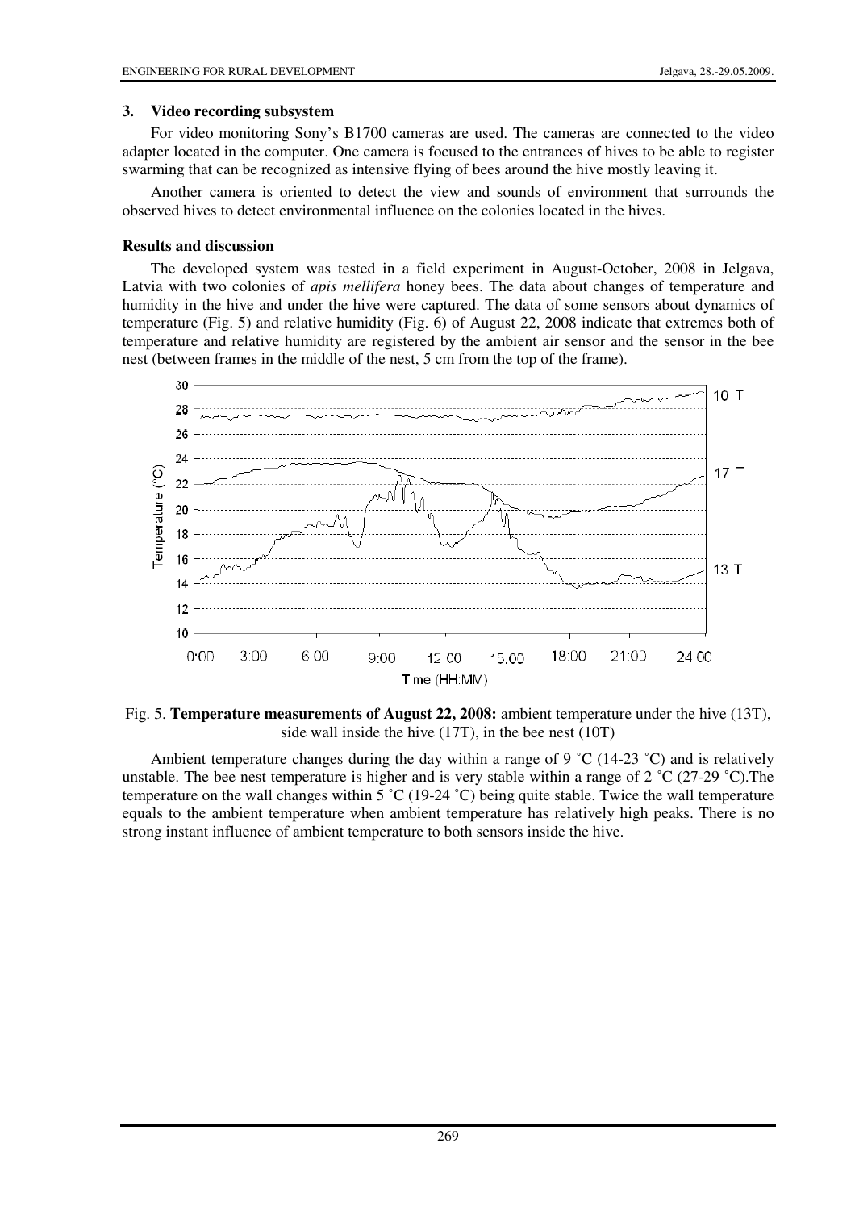### 3. Video recording subsystem

For video monitoring Sony's B1700 cameras are used. The cameras are connected to the video adapter located in the computer. One camera is focused to the entrances of hives to be able to register swarming that can be recognized as intensive flying of bees around the hive mostly leaving it.

Another camera is oriented to detect the view and sounds of environment that surrounds the observed hives to detect environmental influence on the colonies located in the hives.

## Results and discussion

The developed system was tested in a field experiment in August-October, 2008 in Jelgava, Latvia with two colonies of *apis mellifera* honey bees. The data about changes of temperature and humidity in the hive and under the hive were captured. The data of some sensors about dynamics of temperature (Fig. 5) and relative humidity (Fig. 6) of August 22, 2008 indicate that extremes both of temperature and relative humidity are registered by the ambient air sensor and the sensor in the bee nest (between frames in the middle of the nest, 5 cm from the top of the frame).

Fig. 5. **Temperature measurements of August 22, 2008:** ambient temperature under the hive (13T), side wall inside the hive (17T), in the bee nest (10T)

Ambient temperature changes during the day within a range of 9 ˚C (14-23 ˚C) and is relatively unstable. The bee nest temperature is higher and is very stable within a range of 2 ˚C (27-29 ˚C).The temperature on the wall changes within 5 ˚C (19-24 ˚C) being quite stable. Twice the wall temperature equals to the ambient temperature when ambient temperature has relatively high peaks. There is no strong instant influence of ambient temperature to both sensors inside the hive.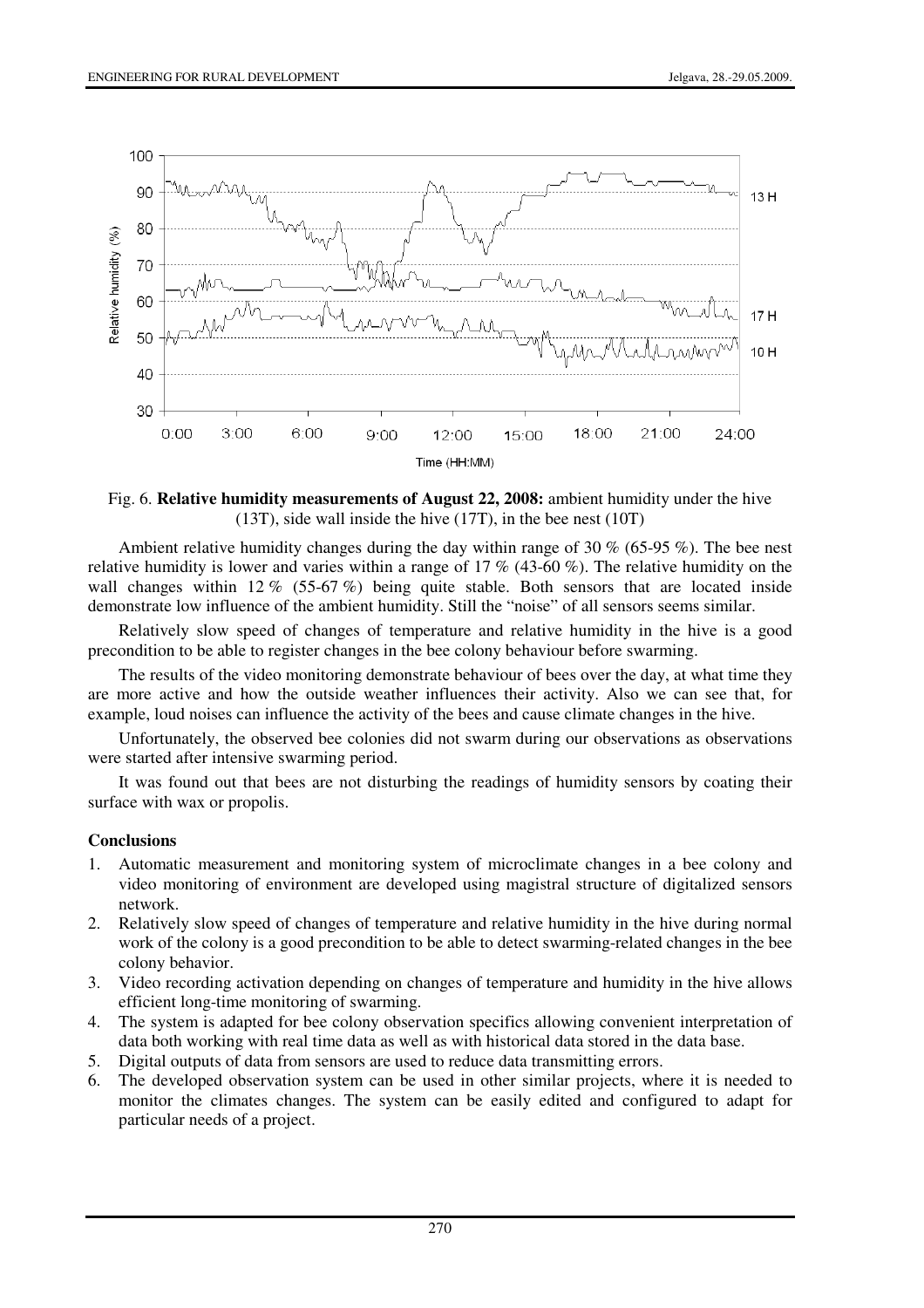Fig. 6. **Relative humidity measurements of August 22, 2008:** ambient humidity under the hive (13T), side wall inside the hive (17T), in the bee nest (10T)

Ambient relative humidity changes during the day within range of 30 % (65-95 %). The bee nest relative humidity is lower and varies within a range of 17 % (43-60 %). The relative humidity on the wall changes within 12 % (55-67 %) being quite stable. Both sensors that are located inside demonstrate low influence of the ambient humidity. Still the "noise" of all sensors seems similar.

Relatively slow speed of changes of temperature and relative humidity in the hive is a good precondition to be able to register changes in the bee colony behaviour before swarming.

The results of the video monitoring demonstrate behaviour of bees over the day, at what time they are more active and how the outside weather influences their activity. Also we can see that, for example, loud noises can influence the activity of the bees and cause climate changes in the hive.

Unfortunately, the observed bee colonies did not swarm during our observations as observations were started after intensive swarming period.

It was found out that bees are not disturbing the readings of humidity sensors by coating their surface with wax or propolis.

## Conclusions

1. Automatic measurement and monitoring system of microclimate changes in a bee colony and video monitoring of environment are developed using magistral structure of digitalized sensors network.
2. Relatively slow speed of changes of temperature and relative humidity in the hive during normal work of the colony is a good precondition to be able to detect swarming-related changes in the bee colony behavior.
3. Video recording activation depending on changes of temperature and humidity in the hive allows efficient long-time monitoring of swarming.
4. The system is adapted for bee colony observation specifics allowing convenient interpretation of data both working with real time data as well as with historical data stored in the data base.
5. Digital outputs of data from sensors are used to reduce data transmitting errors.
6. The developed observation system can be used in other similar projects, where it is needed to monitor the climates changes. The system can be easily edited and configured to adapt for particular needs of a project.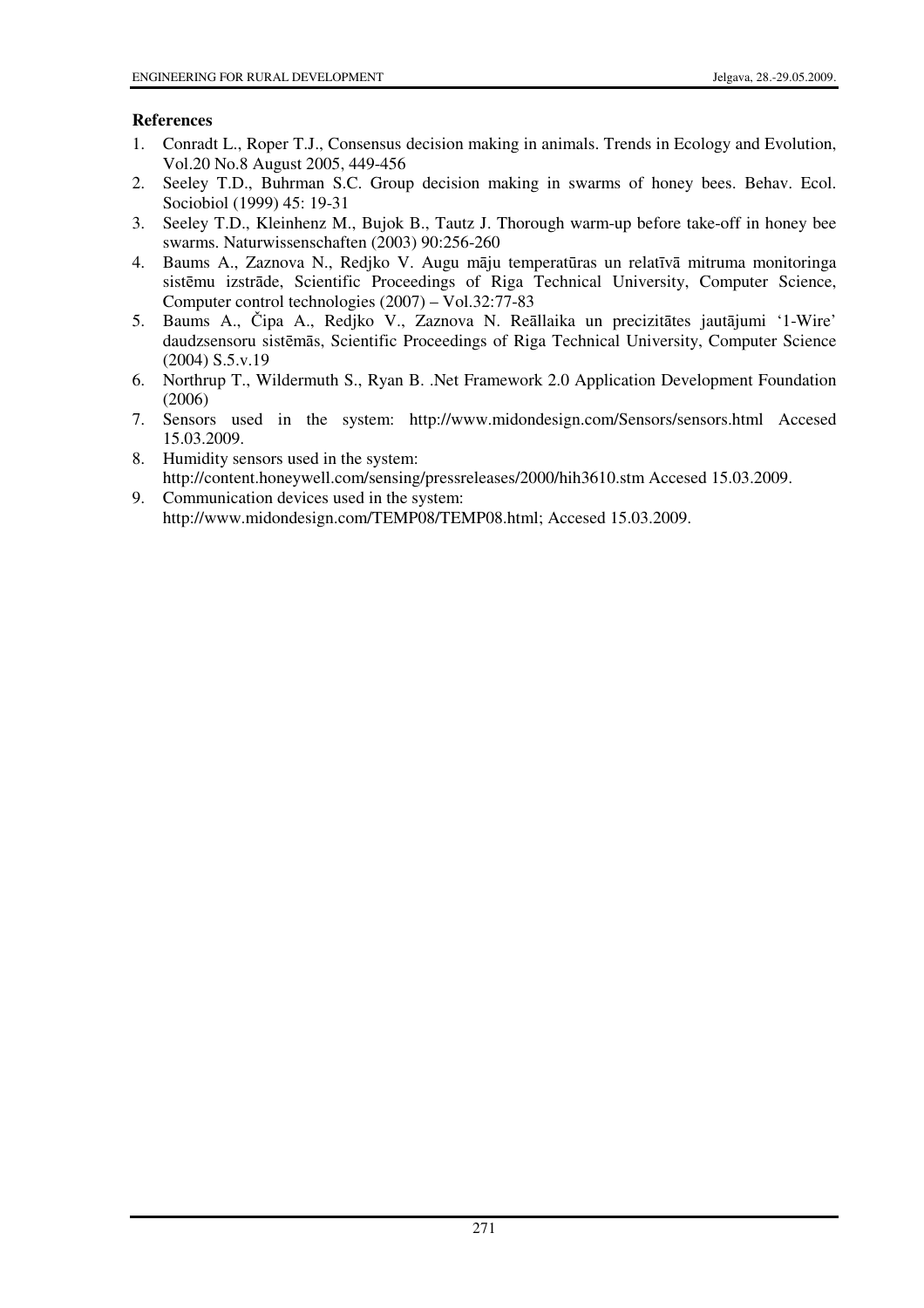**References**

1. Conradt L., Roper T.J., Consensus decision making in animals. Trends in Ecology and Evolution, Vol.20 No.8 August 2005, 449-456
2. Seeley T.D., Buhrman S.C. Group decision making in swarms of honey bees. Behav. Ecol. Sociobiol (1999) 45: 19-31
3. Seeley T.D., Kleinhenz M., Bujok B., Tautz J. Thorough warm-up before take-off in honey bee swarms. Naturwissenschaften (2003) 90:256-260
4. Baums A., Zaznova N., Redjko V. Augu māju temperatūras un relatīvā mitruma monitoringa sistēmu izstrāde, Scientific Proceedings of Riga Technical University, Computer Science, Computer control technologies (2007) – Vol.32:77-83
5. Baums A., Čipa A., Redjko V., Zaznova N. Reāllaika un precizitātes jautājumi '1-Wire' daudzsensoru sistēmās, Scientific Proceedings of Riga Technical University, Computer Science (2004) S.5.v.19
6. Northrup T., Wildermuth S., Ryan B. .Net Framework 2.0 Application Development Foundation (2006)
7. Sensors used in the system: http://www.midondesign.com/Sensors/sensors.html Accesed 15.03.2009.
8. Humidity sensors used in the system: http://content.honeywell.com/sensing/pressreleases/2000/hih3610.stm Accesed 15.03.2009.
9. Communication devices used in the system: http://www.midondesign.com/TEMP08/TEMP08.html; Accesed 15.03.2009.